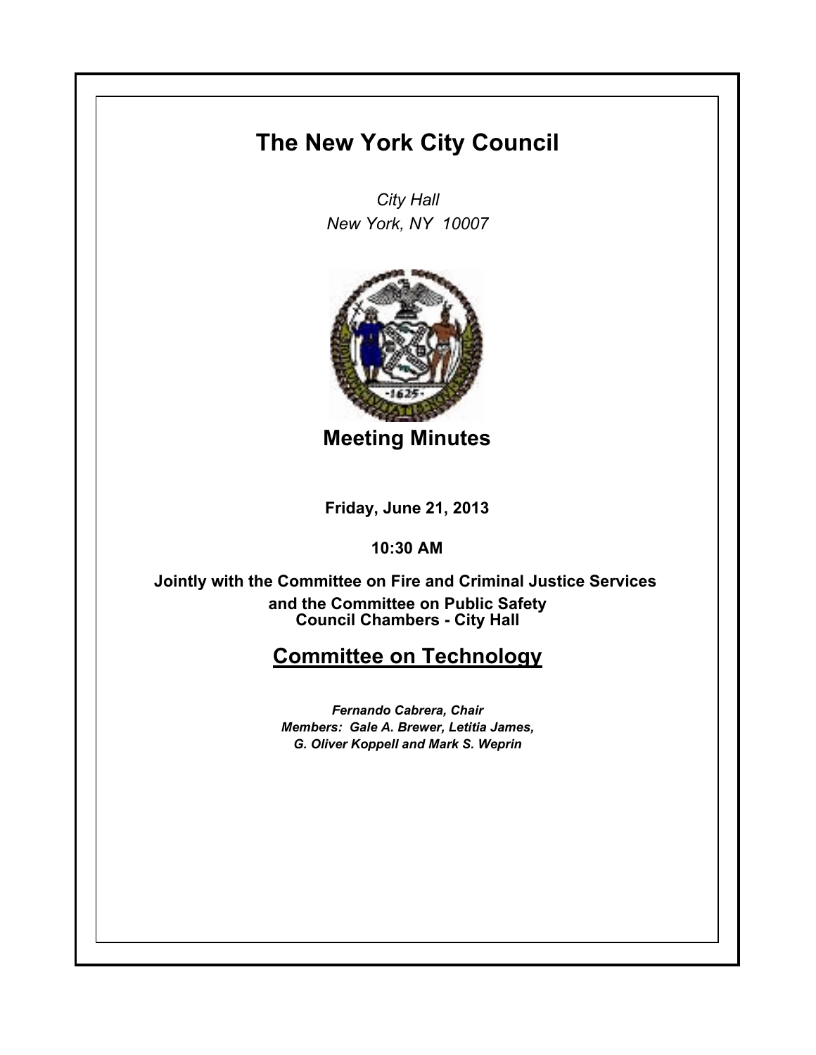# The New York City Council

*City Hall*
*New York, NY 10007*

## Meeting Minutes

**Friday, June 21, 2013**

**10:30 AM**

**Jointly with the Committee on Fire and Criminal Justice Services and the Committee on Public Safety**
**Council Chambers - City Hall**

## Committee on Technology

***Fernando Cabrera, Chair***
***Members: Gale A. Brewer, Letitia James, G. Oliver Koppell and Mark S. Weprin***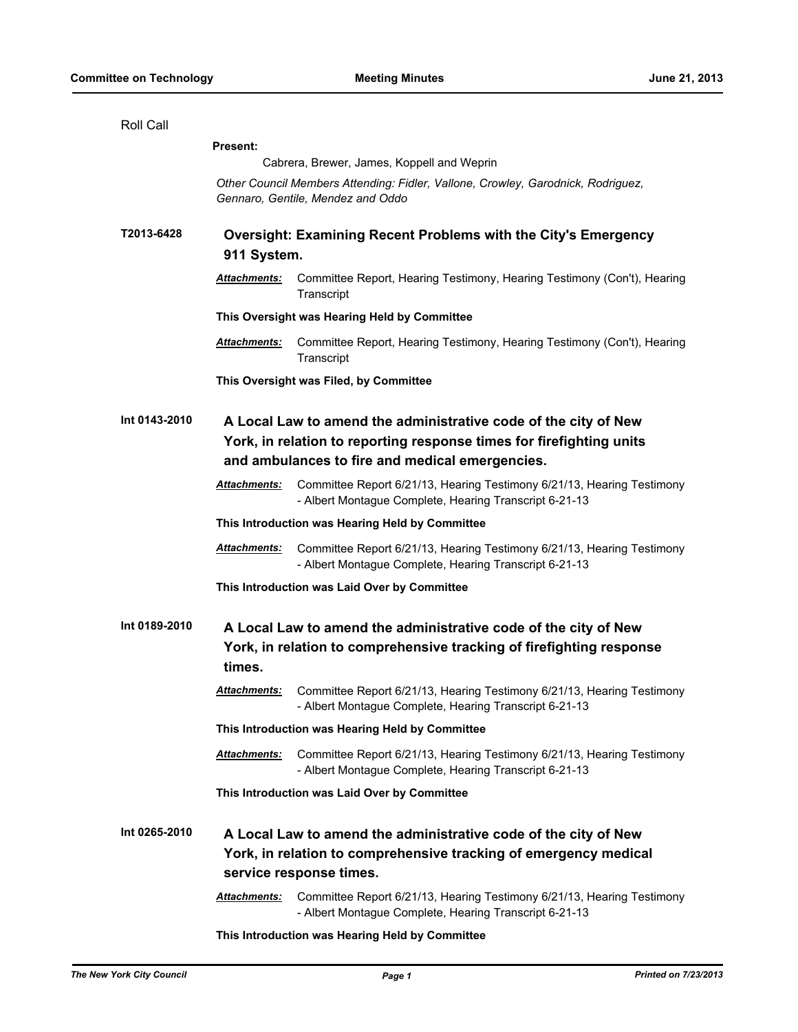Roll Call

**Present:**

Cabrera, Brewer, James, Koppell and Weprin

*Other Council Members Attending: Fidler, Vallone, Crowley, Garodnick, Rodriguez, Gennaro, Gentile, Mendez and Oddo*

**T2013-6428** **Oversight: Examining Recent Problems with the City's Emergency 911 System.**

***Attachments:*** Committee Report, Hearing Testimony, Hearing Testimony (Con't), Hearing Transcript

**This Oversight was Hearing Held by Committee**

***Attachments:*** Committee Report, Hearing Testimony, Hearing Testimony (Con't), Hearing Transcript

**This Oversight was Filed, by Committee**

**Int 0143-2010** **A Local Law to amend the administrative code of the city of New York, in relation to reporting response times for firefighting units and ambulances to fire and medical emergencies.**

***Attachments:*** Committee Report 6/21/13, Hearing Testimony 6/21/13, Hearing Testimony - Albert Montague Complete, Hearing Transcript 6-21-13

**This Introduction was Hearing Held by Committee**

***Attachments:*** Committee Report 6/21/13, Hearing Testimony 6/21/13, Hearing Testimony - Albert Montague Complete, Hearing Transcript 6-21-13

**This Introduction was Laid Over by Committee**

**Int 0189-2010** **A Local Law to amend the administrative code of the city of New York, in relation to comprehensive tracking of firefighting response times.**

***Attachments:*** Committee Report 6/21/13, Hearing Testimony 6/21/13, Hearing Testimony - Albert Montague Complete, Hearing Transcript 6-21-13

**This Introduction was Hearing Held by Committee**

***Attachments:*** Committee Report 6/21/13, Hearing Testimony 6/21/13, Hearing Testimony - Albert Montague Complete, Hearing Transcript 6-21-13

**This Introduction was Laid Over by Committee**

**Int 0265-2010** **A Local Law to amend the administrative code of the city of New York, in relation to comprehensive tracking of emergency medical service response times.**

***Attachments:*** Committee Report 6/21/13, Hearing Testimony 6/21/13, Hearing Testimony - Albert Montague Complete, Hearing Transcript 6-21-13

**This Introduction was Hearing Held by Committee**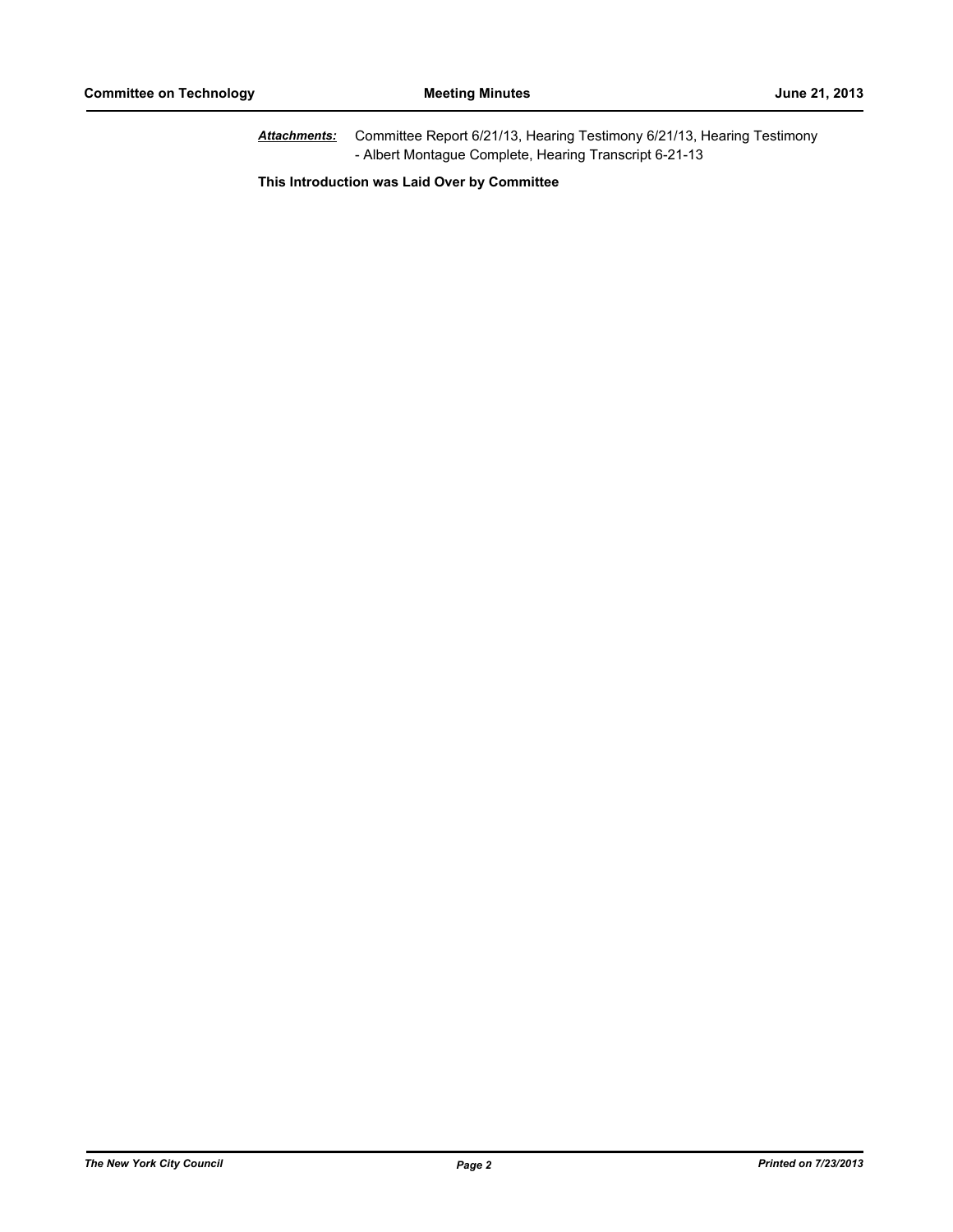***Attachments:*** Committee Report 6/21/13, Hearing Testimony 6/21/13, Hearing Testimony - Albert Montague Complete, Hearing Transcript 6-21-13

**This Introduction was Laid Over by Committee**